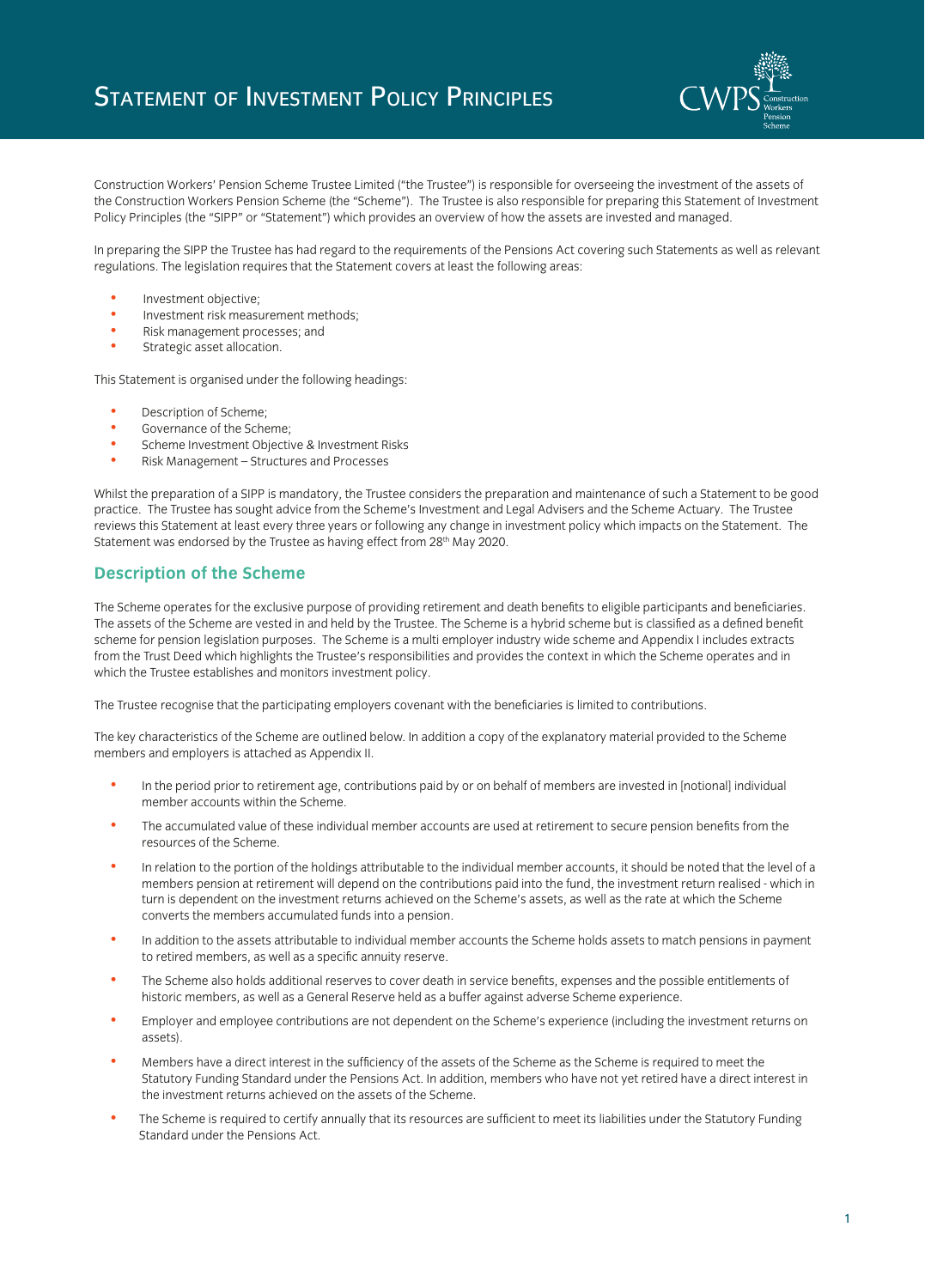# Statement of Investment Policy Principles

Construction Workers' Pension Scheme Trustee Limited ("the Trustee") is responsible for overseeing the investment of the assets of the Construction Workers Pension Scheme (the "Scheme"). The Trustee is also responsible for preparing this Statement of Investment Policy Principles (the "SIPP" or "Statement") which provides an overview of how the assets are invested and managed.

In preparing the SIPP the Trustee has had regard to the requirements of the Pensions Act covering such Statements as well as relevant regulations. The legislation requires that the Statement covers at least the following areas:

- Investment objective;
- Investment risk measurement methods;
- Risk management processes; and
- Strategic asset allocation.

This Statement is organised under the following headings:

- Description of Scheme;
- Governance of the Scheme;
- Scheme Investment Objective & Investment Risks
- Risk Management – Structures and Processes

Whilst the preparation of a SIPP is mandatory, the Trustee considers the preparation and maintenance of such a Statement to be good practice. The Trustee has sought advice from the Scheme's Investment and Legal Advisers and the Scheme Actuary. The Trustee reviews this Statement at least every three years or following any change in investment policy which impacts on the Statement. The Statement was endorsed by the Trustee as having effect from 28th May 2020.

## Description of the Scheme

The Scheme operates for the exclusive purpose of providing retirement and death benefits to eligible participants and beneficiaries. The assets of the Scheme are vested in and held by the Trustee. The Scheme is a hybrid scheme but is classified as a defined benefit scheme for pension legislation purposes. The Scheme is a multi employer industry wide scheme and Appendix I includes extracts from the Trust Deed which highlights the Trustee's responsibilities and provides the context in which the Scheme operates and in which the Trustee establishes and monitors investment policy.

The Trustee recognise that the participating employers covenant with the beneficiaries is limited to contributions.

The key characteristics of the Scheme are outlined below. In addition a copy of the explanatory material provided to the Scheme members and employers is attached as Appendix II.

- In the period prior to retirement age, contributions paid by or on behalf of members are invested in [notional] individual member accounts within the Scheme.
- The accumulated value of these individual member accounts are used at retirement to secure pension benefits from the resources of the Scheme.
- In relation to the portion of the holdings attributable to the individual member accounts, it should be noted that the level of a members pension at retirement will depend on the contributions paid into the fund, the investment return realised - which in turn is dependent on the investment returns achieved on the Scheme's assets, as well as the rate at which the Scheme converts the members accumulated funds into a pension.
- In addition to the assets attributable to individual member accounts the Scheme holds assets to match pensions in payment to retired members, as well as a specific annuity reserve.
- The Scheme also holds additional reserves to cover death in service benefits, expenses and the possible entitlements of historic members, as well as a General Reserve held as a buffer against adverse Scheme experience.
- Employer and employee contributions are not dependent on the Scheme's experience (including the investment returns on assets).
- Members have a direct interest in the sufficiency of the assets of the Scheme as the Scheme is required to meet the Statutory Funding Standard under the Pensions Act. In addition, members who have not yet retired have a direct interest in the investment returns achieved on the assets of the Scheme.
- The Scheme is required to certify annually that its resources are sufficient to meet its liabilities under the Statutory Funding Standard under the Pensions Act.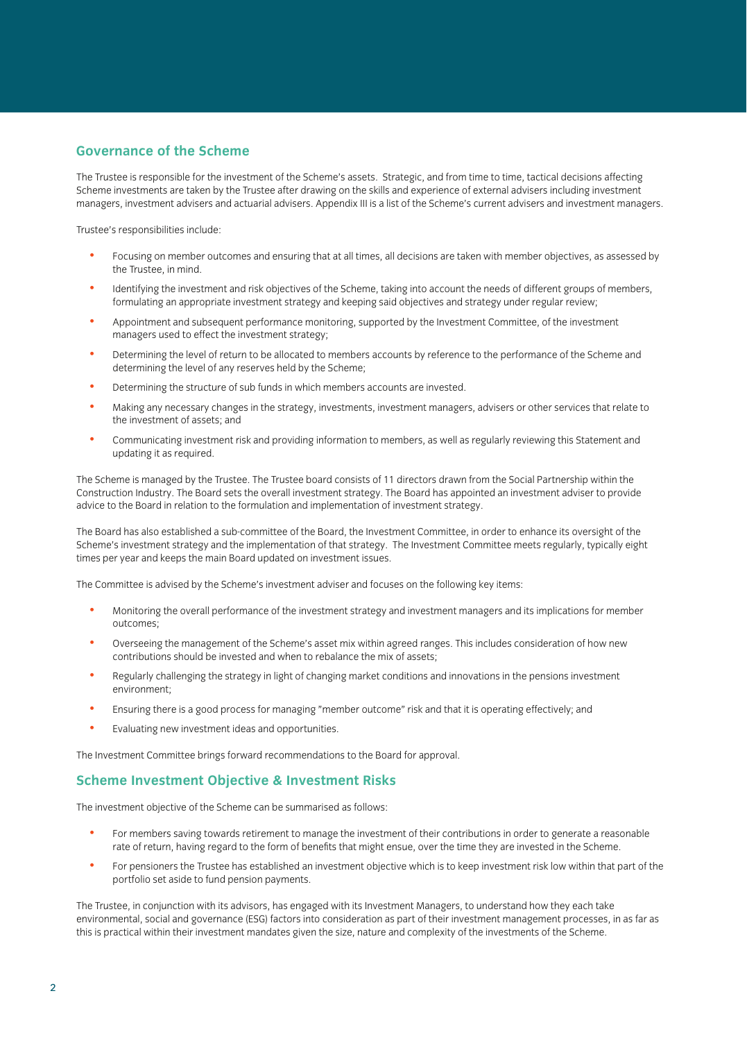## Governance of the Scheme

The Trustee is responsible for the investment of the Scheme's assets. Strategic, and from time to time, tactical decisions affecting Scheme investments are taken by the Trustee after drawing on the skills and experience of external advisers including investment managers, investment advisers and actuarial advisers. Appendix III is a list of the Scheme's current advisers and investment managers.

Trustee's responsibilities include:

- Focusing on member outcomes and ensuring that at all times, all decisions are taken with member objectives, as assessed by the Trustee, in mind.
- Identifying the investment and risk objectives of the Scheme, taking into account the needs of different groups of members, formulating an appropriate investment strategy and keeping said objectives and strategy under regular review;
- Appointment and subsequent performance monitoring, supported by the Investment Committee, of the investment managers used to effect the investment strategy;
- Determining the level of return to be allocated to members accounts by reference to the performance of the Scheme and determining the level of any reserves held by the Scheme;
- Determining the structure of sub funds in which members accounts are invested.
- Making any necessary changes in the strategy, investments, investment managers, advisers or other services that relate to the investment of assets; and
- Communicating investment risk and providing information to members, as well as regularly reviewing this Statement and updating it as required.

The Scheme is managed by the Trustee. The Trustee board consists of 11 directors drawn from the Social Partnership within the Construction Industry. The Board sets the overall investment strategy. The Board has appointed an investment adviser to provide advice to the Board in relation to the formulation and implementation of investment strategy.

The Board has also established a sub-committee of the Board, the Investment Committee, in order to enhance its oversight of the Scheme's investment strategy and the implementation of that strategy. The Investment Committee meets regularly, typically eight times per year and keeps the main Board updated on investment issues.

The Committee is advised by the Scheme's investment adviser and focuses on the following key items:

- Monitoring the overall performance of the investment strategy and investment managers and its implications for member outcomes;
- Overseeing the management of the Scheme's asset mix within agreed ranges. This includes consideration of how new contributions should be invested and when to rebalance the mix of assets;
- Regularly challenging the strategy in light of changing market conditions and innovations in the pensions investment environment;
- Ensuring there is a good process for managing "member outcome" risk and that it is operating effectively; and
- Evaluating new investment ideas and opportunities.

The Investment Committee brings forward recommendations to the Board for approval.

## Scheme Investment Objective & Investment Risks

The investment objective of the Scheme can be summarised as follows:

- For members saving towards retirement to manage the investment of their contributions in order to generate a reasonable rate of return, having regard to the form of benefits that might ensue, over the time they are invested in the Scheme.
- For pensioners the Trustee has established an investment objective which is to keep investment risk low within that part of the portfolio set aside to fund pension payments.

The Trustee, in conjunction with its advisors, has engaged with its Investment Managers, to understand how they each take environmental, social and governance (ESG) factors into consideration as part of their investment management processes, in as far as this is practical within their investment mandates given the size, nature and complexity of the investments of the Scheme.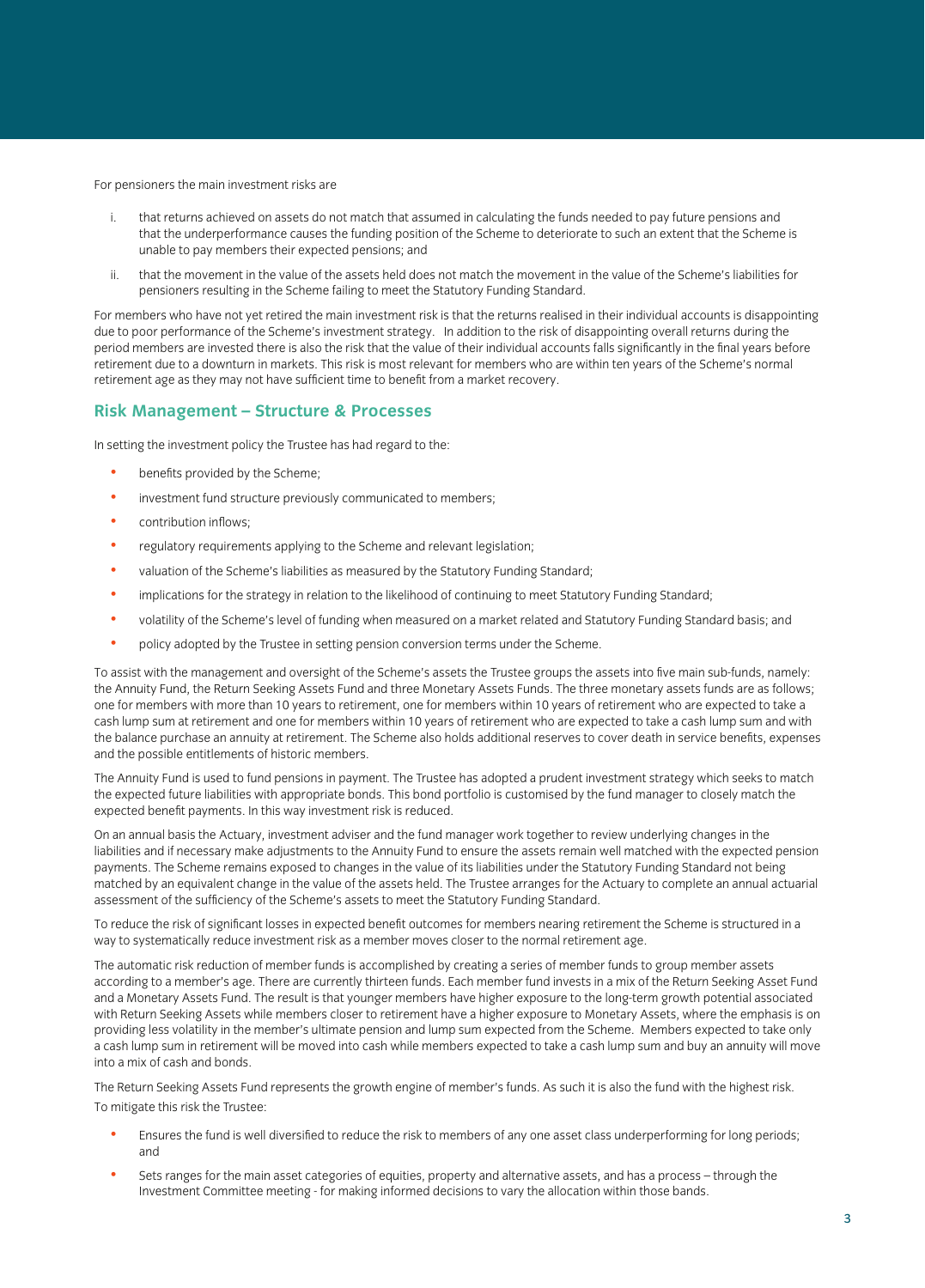For pensioners the main investment risks are

i. that returns achieved on assets do not match that assumed in calculating the funds needed to pay future pensions and that the underperformance causes the funding position of the Scheme to deteriorate to such an extent that the Scheme is unable to pay members their expected pensions; and

ii. that the movement in the value of the assets held does not match the movement in the value of the Scheme's liabilities for pensioners resulting in the Scheme failing to meet the Statutory Funding Standard.

For members who have not yet retired the main investment risk is that the returns realised in their individual accounts is disappointing due to poor performance of the Scheme's investment strategy. In addition to the risk of disappointing overall returns during the period members are invested there is also the risk that the value of their individual accounts falls significantly in the final years before retirement due to a downturn in markets. This risk is most relevant for members who are within ten years of the Scheme's normal retirement age as they may not have sufficient time to benefit from a market recovery.

## Risk Management – Structure & Processes

In setting the investment policy the Trustee has had regard to the:

- benefits provided by the Scheme;
- investment fund structure previously communicated to members;
- contribution inflows;
- regulatory requirements applying to the Scheme and relevant legislation;
- valuation of the Scheme's liabilities as measured by the Statutory Funding Standard;
- implications for the strategy in relation to the likelihood of continuing to meet Statutory Funding Standard;
- volatility of the Scheme's level of funding when measured on a market related and Statutory Funding Standard basis; and
- policy adopted by the Trustee in setting pension conversion terms under the Scheme.

To assist with the management and oversight of the Scheme's assets the Trustee groups the assets into five main sub-funds, namely: the Annuity Fund, the Return Seeking Assets Fund and three Monetary Assets Funds. The three monetary assets funds are as follows; one for members with more than 10 years to retirement, one for members within 10 years of retirement who are expected to take a cash lump sum at retirement and one for members within 10 years of retirement who are expected to take a cash lump sum and with the balance purchase an annuity at retirement. The Scheme also holds additional reserves to cover death in service benefits, expenses and the possible entitlements of historic members.

The Annuity Fund is used to fund pensions in payment. The Trustee has adopted a prudent investment strategy which seeks to match the expected future liabilities with appropriate bonds. This bond portfolio is customised by the fund manager to closely match the expected benefit payments. In this way investment risk is reduced.

On an annual basis the Actuary, investment adviser and the fund manager work together to review underlying changes in the liabilities and if necessary make adjustments to the Annuity Fund to ensure the assets remain well matched with the expected pension payments. The Scheme remains exposed to changes in the value of its liabilities under the Statutory Funding Standard not being matched by an equivalent change in the value of the assets held. The Trustee arranges for the Actuary to complete an annual actuarial assessment of the sufficiency of the Scheme's assets to meet the Statutory Funding Standard.

To reduce the risk of significant losses in expected benefit outcomes for members nearing retirement the Scheme is structured in a way to systematically reduce investment risk as a member moves closer to the normal retirement age.

The automatic risk reduction of member funds is accomplished by creating a series of member funds to group member assets according to a member's age. There are currently thirteen funds. Each member fund invests in a mix of the Return Seeking Asset Fund and a Monetary Assets Fund. The result is that younger members have higher exposure to the long-term growth potential associated with Return Seeking Assets while members closer to retirement have a higher exposure to Monetary Assets, where the emphasis is on providing less volatility in the member's ultimate pension and lump sum expected from the Scheme. Members expected to take only a cash lump sum in retirement will be moved into cash while members expected to take a cash lump sum and buy an annuity will move into a mix of cash and bonds.

The Return Seeking Assets Fund represents the growth engine of member's funds. As such it is also the fund with the highest risk. To mitigate this risk the Trustee:

- Ensures the fund is well diversified to reduce the risk to members of any one asset class underperforming for long periods; and
- Sets ranges for the main asset categories of equities, property and alternative assets, and has a process – through the Investment Committee meeting - for making informed decisions to vary the allocation within those bands.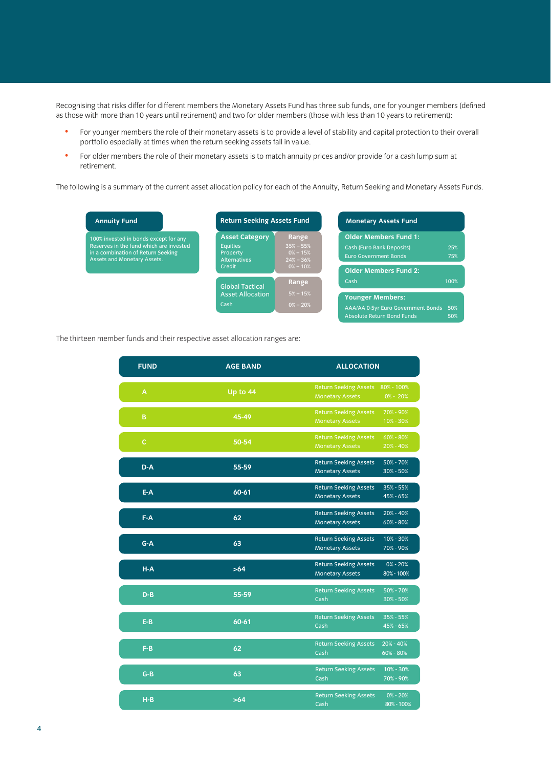Recognising that risks differ for different members the Monetary Assets Fund has three sub funds, one for younger members (defined as those with more than 10 years until retirement) and two for older members (those with less than 10 years to retirement):

- For younger members the role of their monetary assets is to provide a level of stability and capital protection to their overall portfolio especially at times when the return seeking assets fall in value.
- For older members the role of their monetary assets is to match annuity prices and/or provide for a cash lump sum at retirement.

The following is a summary of the current asset allocation policy for each of the Annuity, Return Seeking and Monetary Assets Funds.

**Annuity Fund**

100% invested in bonds except for any Reserves in the fund which are invested in a combination of Return Seeking Assets and Monetary Assets.

**Return Seeking Assets Fund**

| Asset Category | Range |
|---|---|
| Equities | 35% – 55% |
| Property | 0% – 15% |
| Alternatives | 24% – 36% |
| Credit | 0% – 10% |

| Global Tactical Asset Allocation | Range |
|---|---|
| | 5% – 15% |
| Cash | 0% – 20% |

**Monetary Assets Fund**

**Older Members Fund 1:**

| | |
|---|---|
| Cash (Euro Bank Deposits) | 25% |
| Euro Government Bonds | 75% |

**Older Members Fund 2:**

| | |
|---|---|
| Cash | 100% |

**Younger Members:**

| | |
|---|---|
| AAA/AA 0-5yr Euro Government Bonds | 50% |
| Absolute Return Bond Funds | 50% |

The thirteen member funds and their respective asset allocation ranges are:

| FUND | AGE BAND | ALLOCATION | |
|---|---|---|---|
| A | Up to 44 | Return Seeking Assets<br>Monetary Assets | 80% - 100%<br>0% - 20% |
| B | 45-49 | Return Seeking Assets<br>Monetary Assets | 70% - 90%<br>10% - 30% |
| C | 50-54 | Return Seeking Assets<br>Monetary Assets | 60% - 80%<br>20% - 40% |
| D-A | 55-59 | Return Seeking Assets<br>Monetary Assets | 50% - 70%<br>30% - 50% |
| E-A | 60-61 | Return Seeking Assets<br>Monetary Assets | 35% - 55%<br>45% - 65% |
| F-A | 62 | Return Seeking Assets<br>Monetary Assets | 20% - 40%<br>60% - 80% |
| G-A | 63 | Return Seeking Assets<br>Monetary Assets | 10% - 30%<br>70% - 90% |
| H-A | >64 | Return Seeking Assets<br>Monetary Assets | 0% - 20%<br>80% - 100% |
| D-B | 55-59 | Return Seeking Assets<br>Cash | 50% - 70%<br>30% - 50% |
| E-B | 60-61 | Return Seeking Assets<br>Cash | 35% - 55%<br>45% - 65% |
| F-B | 62 | Return Seeking Assets<br>Cash | 20% - 40%<br>60% - 80% |
| G-B | 63 | Return Seeking Assets<br>Cash | 10% - 30%<br>70% - 90% |
| H-B | >64 | Return Seeking Assets<br>Cash | 0% - 20%<br>80% - 100% |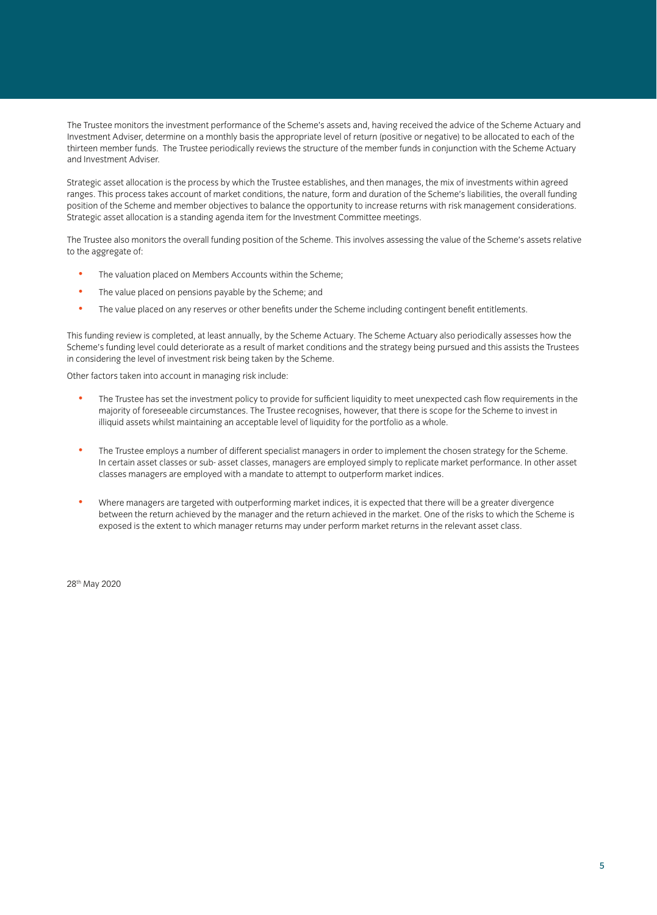The Trustee monitors the investment performance of the Scheme's assets and, having received the advice of the Scheme Actuary and Investment Adviser, determine on a monthly basis the appropriate level of return (positive or negative) to be allocated to each of the thirteen member funds. The Trustee periodically reviews the structure of the member funds in conjunction with the Scheme Actuary and Investment Adviser.

Strategic asset allocation is the process by which the Trustee establishes, and then manages, the mix of investments within agreed ranges. This process takes account of market conditions, the nature, form and duration of the Scheme's liabilities, the overall funding position of the Scheme and member objectives to balance the opportunity to increase returns with risk management considerations. Strategic asset allocation is a standing agenda item for the Investment Committee meetings.

The Trustee also monitors the overall funding position of the Scheme. This involves assessing the value of the Scheme's assets relative to the aggregate of:

- The valuation placed on Members Accounts within the Scheme;
- The value placed on pensions payable by the Scheme; and
- The value placed on any reserves or other benefits under the Scheme including contingent benefit entitlements.

This funding review is completed, at least annually, by the Scheme Actuary. The Scheme Actuary also periodically assesses how the Scheme's funding level could deteriorate as a result of market conditions and the strategy being pursued and this assists the Trustees in considering the level of investment risk being taken by the Scheme.

Other factors taken into account in managing risk include:

- The Trustee has set the investment policy to provide for sufficient liquidity to meet unexpected cash flow requirements in the majority of foreseeable circumstances. The Trustee recognises, however, that there is scope for the Scheme to invest in illiquid assets whilst maintaining an acceptable level of liquidity for the portfolio as a whole.
- The Trustee employs a number of different specialist managers in order to implement the chosen strategy for the Scheme. In certain asset classes or sub- asset classes, managers are employed simply to replicate market performance. In other asset classes managers are employed with a mandate to attempt to outperform market indices.
- Where managers are targeted with outperforming market indices, it is expected that there will be a greater divergence between the return achieved by the manager and the return achieved in the market. One of the risks to which the Scheme is exposed is the extent to which manager returns may under perform market returns in the relevant asset class.

28th May 2020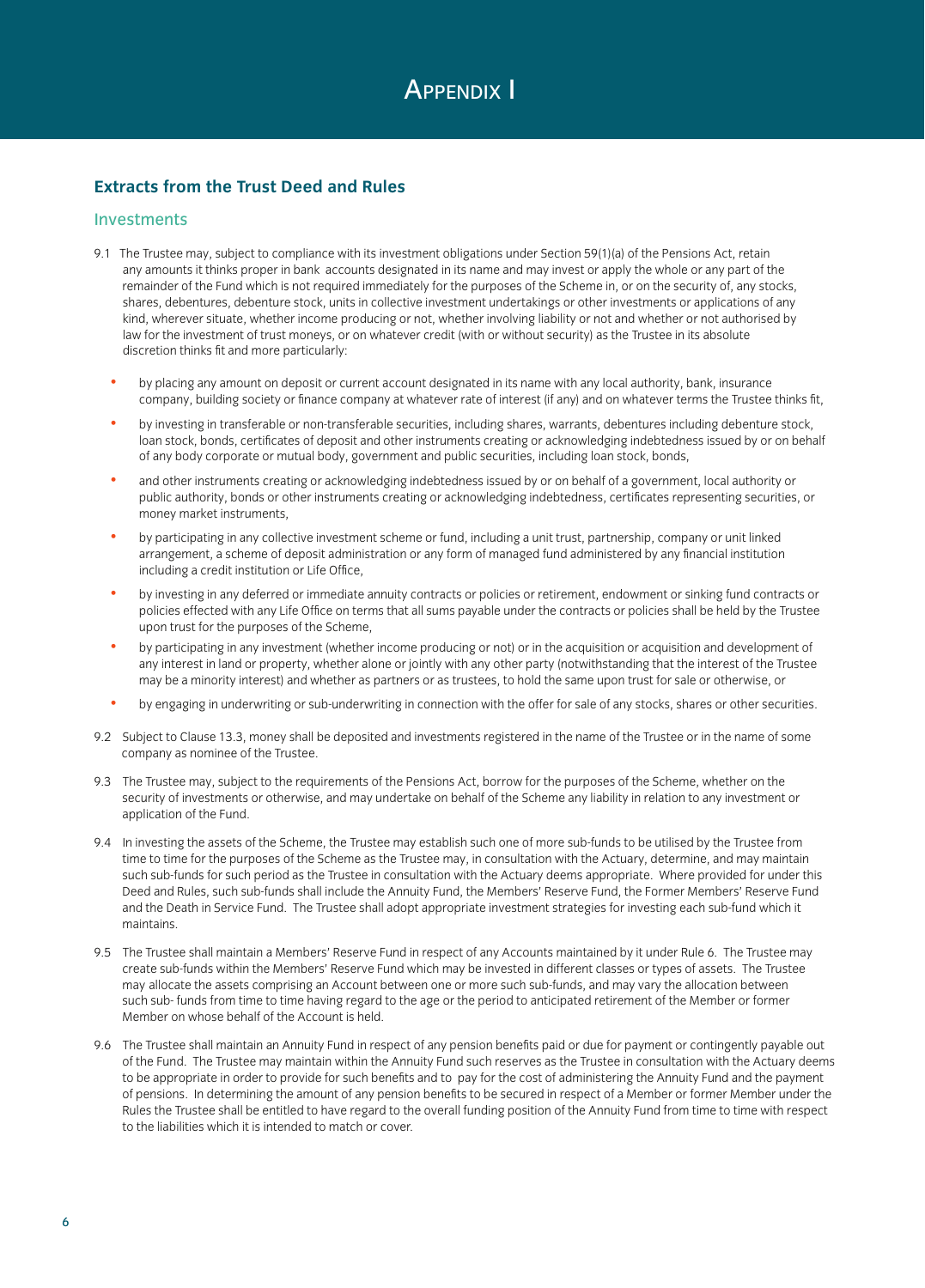# Appendix I

## Extracts from the Trust Deed and Rules

### Investments

9.1 The Trustee may, subject to compliance with its investment obligations under Section 59(1)(a) of the Pensions Act, retain any amounts it thinks proper in bank accounts designated in its name and may invest or apply the whole or any part of the remainder of the Fund which is not required immediately for the purposes of the Scheme in, or on the security of, any stocks, shares, debentures, debenture stock, units in collective investment undertakings or other investments or applications of any kind, wherever situate, whether income producing or not, whether involving liability or not and whether or not authorised by law for the investment of trust moneys, or on whatever credit (with or without security) as the Trustee in its absolute discretion thinks fit and more particularly:

- by placing any amount on deposit or current account designated in its name with any local authority, bank, insurance company, building society or finance company at whatever rate of interest (if any) and on whatever terms the Trustee thinks fit,
- by investing in transferable or non-transferable securities, including shares, warrants, debentures including debenture stock, loan stock, bonds, certificates of deposit and other instruments creating or acknowledging indebtedness issued by or on behalf of any body corporate or mutual body, government and public securities, including loan stock, bonds,
- and other instruments creating or acknowledging indebtedness issued by or on behalf of a government, local authority or public authority, bonds or other instruments creating or acknowledging indebtedness, certificates representing securities, or money market instruments,
- by participating in any collective investment scheme or fund, including a unit trust, partnership, company or unit linked arrangement, a scheme of deposit administration or any form of managed fund administered by any financial institution including a credit institution or Life Office,
- by investing in any deferred or immediate annuity contracts or policies or retirement, endowment or sinking fund contracts or policies effected with any Life Office on terms that all sums payable under the contracts or policies shall be held by the Trustee upon trust for the purposes of the Scheme,
- by participating in any investment (whether income producing or not) or in the acquisition or acquisition and development of any interest in land or property, whether alone or jointly with any other party (notwithstanding that the interest of the Trustee may be a minority interest) and whether as partners or as trustees, to hold the same upon trust for sale or otherwise, or
- by engaging in underwriting or sub-underwriting in connection with the offer for sale of any stocks, shares or other securities.

9.2 Subject to Clause 13.3, money shall be deposited and investments registered in the name of the Trustee or in the name of some company as nominee of the Trustee.

9.3 The Trustee may, subject to the requirements of the Pensions Act, borrow for the purposes of the Scheme, whether on the security of investments or otherwise, and may undertake on behalf of the Scheme any liability in relation to any investment or application of the Fund.

9.4 In investing the assets of the Scheme, the Trustee may establish such one of more sub-funds to be utilised by the Trustee from time to time for the purposes of the Scheme as the Trustee may, in consultation with the Actuary, determine, and may maintain such sub-funds for such period as the Trustee in consultation with the Actuary deems appropriate. Where provided for under this Deed and Rules, such sub-funds shall include the Annuity Fund, the Members' Reserve Fund, the Former Members' Reserve Fund and the Death in Service Fund. The Trustee shall adopt appropriate investment strategies for investing each sub-fund which it maintains.

9.5 The Trustee shall maintain a Members' Reserve Fund in respect of any Accounts maintained by it under Rule 6. The Trustee may create sub-funds within the Members' Reserve Fund which may be invested in different classes or types of assets. The Trustee may allocate the assets comprising an Account between one or more such sub-funds, and may vary the allocation between such sub- funds from time to time having regard to the age or the period to anticipated retirement of the Member or former Member on whose behalf of the Account is held.

9.6 The Trustee shall maintain an Annuity Fund in respect of any pension benefits paid or due for payment or contingently payable out of the Fund. The Trustee may maintain within the Annuity Fund such reserves as the Trustee in consultation with the Actuary deems to be appropriate in order to provide for such benefits and to pay for the cost of administering the Annuity Fund and the payment of pensions. In determining the amount of any pension benefits to be secured in respect of a Member or former Member under the Rules the Trustee shall be entitled to have regard to the overall funding position of the Annuity Fund from time to time with respect to the liabilities which it is intended to match or cover.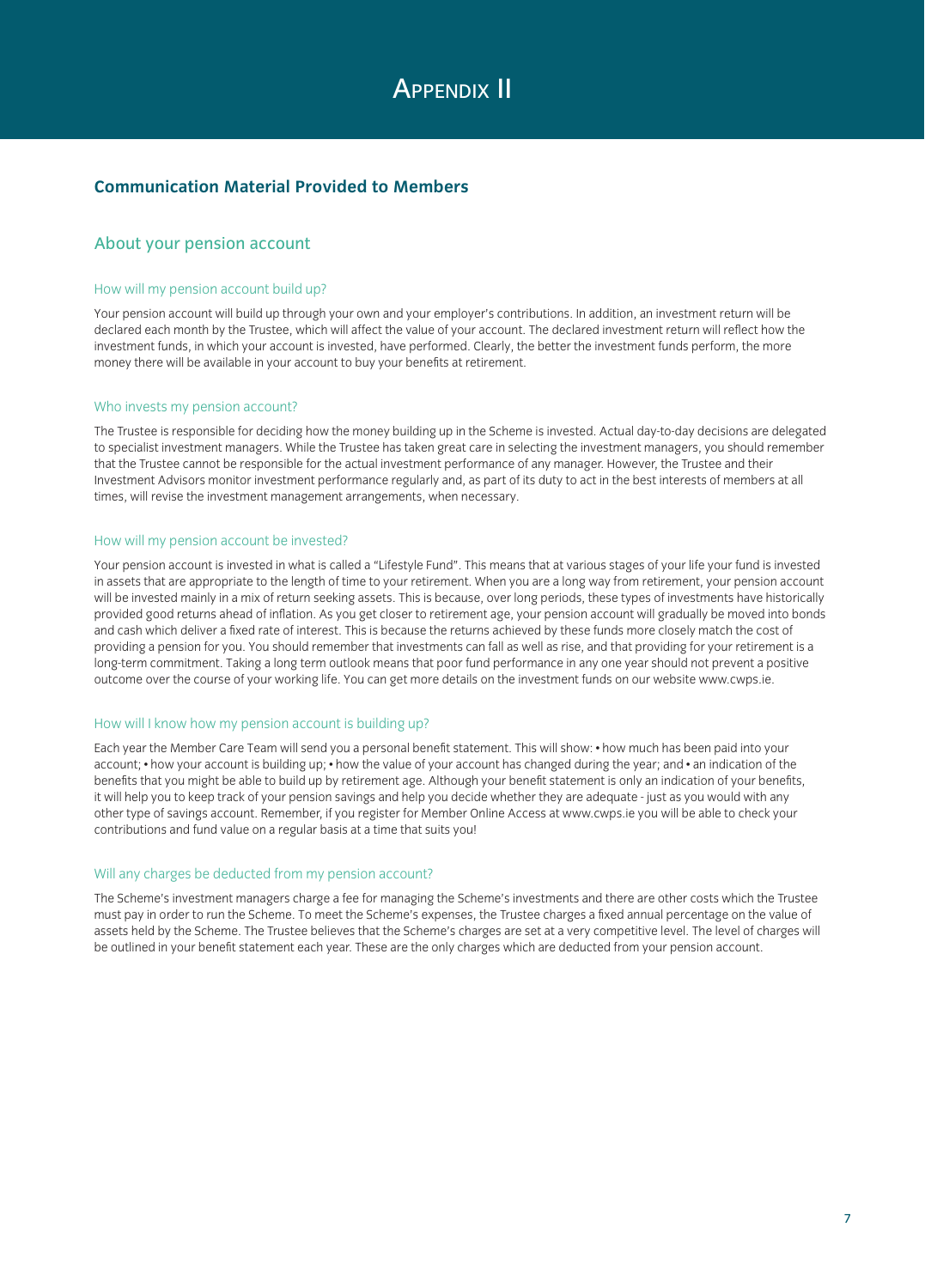# Appendix II

## Communication Material Provided to Members

### About your pension account

#### How will my pension account build up?

Your pension account will build up through your own and your employer's contributions. In addition, an investment return will be declared each month by the Trustee, which will affect the value of your account. The declared investment return will reflect how the investment funds, in which your account is invested, have performed. Clearly, the better the investment funds perform, the more money there will be available in your account to buy your benefits at retirement.

#### Who invests my pension account?

The Trustee is responsible for deciding how the money building up in the Scheme is invested. Actual day-to-day decisions are delegated to specialist investment managers. While the Trustee has taken great care in selecting the investment managers, you should remember that the Trustee cannot be responsible for the actual investment performance of any manager. However, the Trustee and their Investment Advisors monitor investment performance regularly and, as part of its duty to act in the best interests of members at all times, will revise the investment management arrangements, when necessary.

#### How will my pension account be invested?

Your pension account is invested in what is called a "Lifestyle Fund". This means that at various stages of your life your fund is invested in assets that are appropriate to the length of time to your retirement. When you are a long way from retirement, your pension account will be invested mainly in a mix of return seeking assets. This is because, over long periods, these types of investments have historically provided good returns ahead of inflation. As you get closer to retirement age, your pension account will gradually be moved into bonds and cash which deliver a fixed rate of interest. This is because the returns achieved by these funds more closely match the cost of providing a pension for you. You should remember that investments can fall as well as rise, and that providing for your retirement is a long-term commitment. Taking a long term outlook means that poor fund performance in any one year should not prevent a positive outcome over the course of your working life. You can get more details on the investment funds on our website www.cwps.ie.

#### How will I know how my pension account is building up?

Each year the Member Care Team will send you a personal benefit statement. This will show: • how much has been paid into your account; • how your account is building up; • how the value of your account has changed during the year; and • an indication of the benefits that you might be able to build up by retirement age. Although your benefit statement is only an indication of your benefits, it will help you to keep track of your pension savings and help you decide whether they are adequate - just as you would with any other type of savings account. Remember, if you register for Member Online Access at www.cwps.ie you will be able to check your contributions and fund value on a regular basis at a time that suits you!

#### Will any charges be deducted from my pension account?

The Scheme's investment managers charge a fee for managing the Scheme's investments and there are other costs which the Trustee must pay in order to run the Scheme. To meet the Scheme's expenses, the Trustee charges a fixed annual percentage on the value of assets held by the Scheme. The Trustee believes that the Scheme's charges are set at a very competitive level. The level of charges will be outlined in your benefit statement each year. These are the only charges which are deducted from your pension account.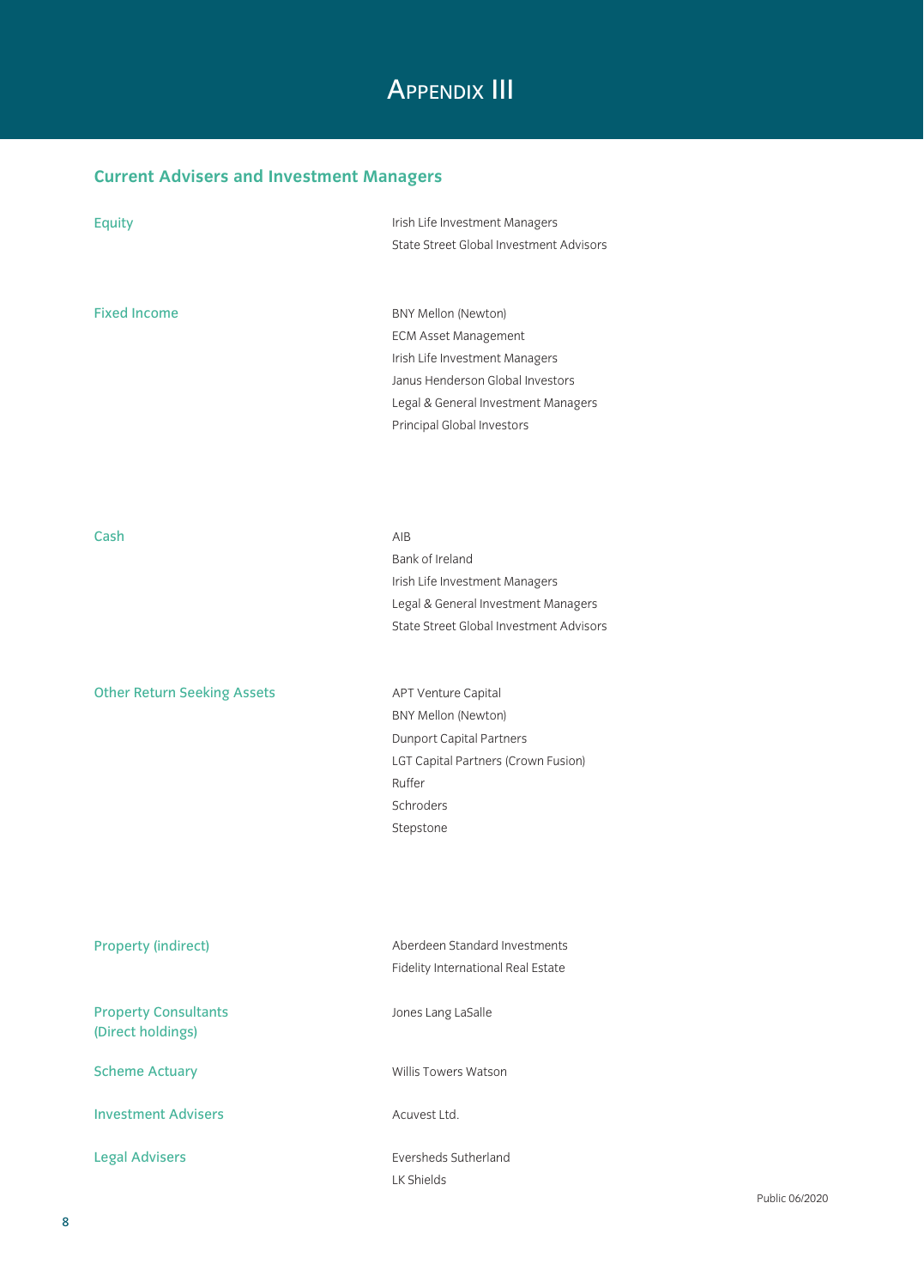# Appendix III

## Current Advisers and Investment Managers

| | |
|---|---|
| Equity | Irish Life Investment Managers<br>State Street Global Investment Advisors |
| Fixed Income | BNY Mellon (Newton)<br>ECM Asset Management<br>Irish Life Investment Managers<br>Janus Henderson Global Investors<br>Legal & General Investment Managers<br>Principal Global Investors |
| Cash | AIB<br>Bank of Ireland<br>Irish Life Investment Managers<br>Legal & General Investment Managers<br>State Street Global Investment Advisors |
| Other Return Seeking Assets | APT Venture Capital<br>BNY Mellon (Newton)<br>Dunport Capital Partners<br>LGT Capital Partners (Crown Fusion)<br>Ruffer<br>Schroders<br>Stepstone |
| Property (indirect) | Aberdeen Standard Investments<br>Fidelity International Real Estate |
| Property Consultants (Direct holdings) | Jones Lang LaSalle |
| Scheme Actuary | Willis Towers Watson |
| Investment Advisers | Acuvest Ltd. |
| Legal Advisers | Eversheds Sutherland<br>LK Shields |

Public 06/2020